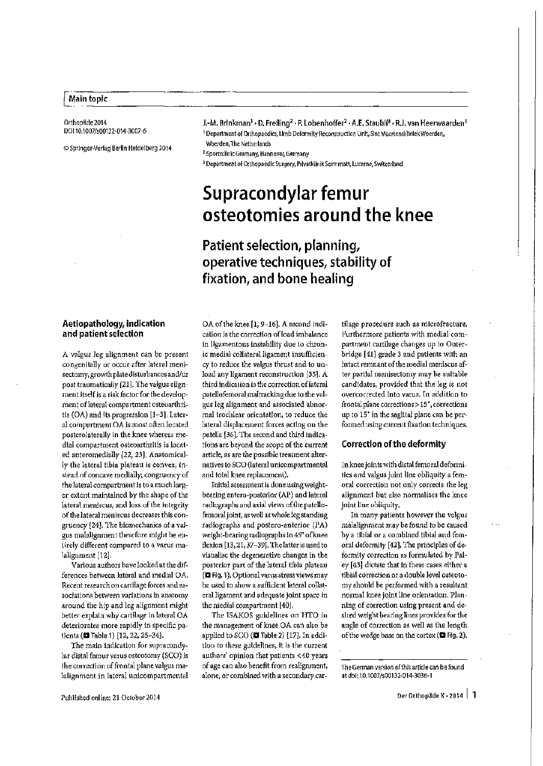Main topic

Orthopäde 2014
DOI 10.1007/s00132-014-3007-6

© Springer-Verlag Berlin Heidelberg 2014

J.-M. Brinkman[1] · D. Freiling[2] · P. Lobenhoffer[2] · A.E. Staubli[3] · R.J. van Heerwaarden[1]

[1] Department of Orthopaedics, Limb Deformity Reconstruction Unit, Sint Maartenskliniek Woerden, Woerden, The Netherlands
[2] Sportsclinic Germany, Hannover, Germany
[3] Department of Orthopaedic Surgery, Privatklinik Sonnmatt, Lucerne, Switzerland

# Supracondylar femur osteotomies around the knee

## Patient selection, planning, operative techniques, stability of fixation, and bone healing

### Aetiopathology, indication and patient selection

A valgus leg alignment can be present congenitally or occur after lateral meniscectomy, growth plate disturbances and/or post traumatically [21]. The valgus alignment itself is a risk factor for the development of lateral compartment osteoarthritis (OA) and its progression [1–3]. Lateral compartment OA is most often located posterolaterally in the knee whereas medial compartment osteoarthritis is located anteromedially [22, 23]. Anatomically the lateral tibia plateau is convex, instead of concave medially; congruency of the lateral compartment is to a much larger extent maintained by the shape of the lateral meniscus, and loss of the integrity of the lateral meniscus decreases this congruency [24]. The biomechanics of a valgus malalignment therefore might be entirely different compared to a varus malalignment [12].

Various authors have looked at the differences between lateral and medial OA. Recent research on cartilage forces and associations between variations in anatomy around the hip and leg alignment might better explain why cartilage in lateral OA deteriorates more rapidly in specific patients (■ Table 1) [12, 22, 25–34].

The main indication for supracondylar distal femur varus osteotomy (SCO) is the correction of frontal plane valgus malalignment in lateral unicompartmental OA of the knee [1, 9–16]. A second indication is the correction of load imbalance in ligamentous instability due to chronic medial collateral ligament insufficiency to reduce the valgus thrust and to unload any ligament reconstruction [35]. A third indication is the correction of lateral patellofemoral maltracking due to the valgus leg alignment and associated abnormal trochlear orientation, to reduce the lateral displacement forces acting on the patella [36]. The second and third indications are beyond the scope of the current article, as are the possible treatment alternatives to SCO (lateral unicompartmental and total knee replacement).

Initial assessment is done using weight-bearing antero-posterior (AP) and lateral radiographs and axial views of the patellofemoral joint, as well as whole leg standing radiographs and postero-anterior (PA) weight-bearing radiographs in 45° of knee flexion [13, 21, 37–39]. The latter is used to visualise the degenerative changes in the posterior part of the lateral tibia plateau (■ Fig. 1). Optional varus stress views may be used to show a sufficient lateral collateral ligament and adequate joint space in the medial compartment [40].

The ISAKOS guidelines on HTO in the management of knee OA can also be applied to SCO (■ Table 2) [17]. In addition to these guidelines, it is the current authors' opinion that patients <40 years of age can also benefit from realignment, alone, or combined with a secondary cartilage procedure such as microfracture. Furthermore patients with medial compartment cartilage changes up to Outerbridge [41] grade 3 and patients with an intact remnant of the medial meniscus after partial meniscectomy may be suitable candidates, provided that the leg is not overcorrected into varus. In addition to frontal plane corrections >15°, corrections up to 15° in the sagittal plane can be performed using current fixation techniques.

### Correction of the deformity

In knee joints with distal femoral deformities and valgus joint line obliquity a femoral correction not only corrects the leg alignment but also normalises the knee joint line obliquity.

In many patients however the valgus malalignment may be found to be caused by a tibial or a combined tibial and femoral deformity [42]. The principles of deformity correction as formulated by Paley [43] dictate that in these cases either a tibial correction or a double level osteotomy should be performed with a resultant normal knee joint line orientation. Planning of correction using present and desired weight bearing lines provides for the angle of correction as well as the length of the wedge base on the cortex (■ Fig. 2).

The German version of this article can be found at doi: 10.1007/s00132-014-3036-1

Published online: 21 October 2014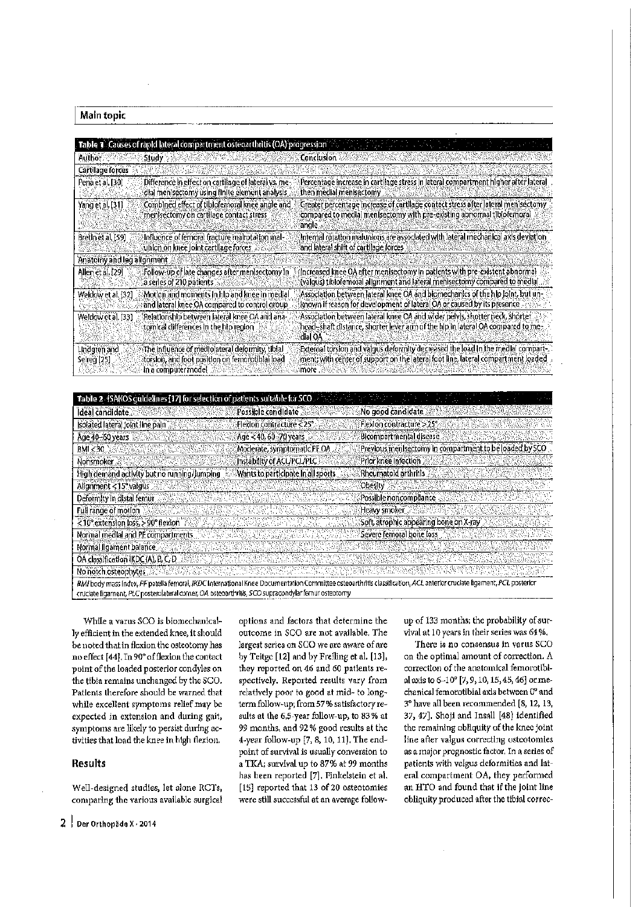**Table 1** Causes of rapid lateral compartment osteoarthritis (OA) progression

| Author | Study | Conclusion |
|---|---|---|
| *Cartilage forces* | | |
| Pena et al. [30] | Difference in effect on cartilage of lateral vs. medial meniscectomy using finite element analysis | Percentage increase in cartilage stress in lateral compartment higher after lateral then medial meniscectomy |
| Yang et al. [31] | Combined effect of tibiofemoral knee angle and meniscectomy on cartilage contact stress | Greater percentage increase of cartilage contact stress after lateral meniscectomy compared to medial meniscectomy with pre-existing abnormal tibiofemoral angle |
| Brelin et al. [59] | Influence of femoral fracture malrotation malunion on knee joint cartilage forces | Internal rotation malunions are associated with lateral mechanical axis deviation and lateral shift of cartilage forces |
| *Anatomy and leg alignment* | | |
| Allen et al. [29] | Follow-up of late changes after meniscectomy in a series of 210 patients | Increased knee OA after meniscectomy in patients with pre-existent abnormal (valgus) tibiofemoral alignment and lateral meniscectomy compared to medial |
| Weidow et al. [32] | Motion and moments in hip and knee in medial and lateral knee OA compared to control group | Association between lateral knee OA and biomechanics of the hip joint, but unknown if reason for development of lateral OA or caused by its presence |
| Weidow et al. [33] | Relationship between lateral knee OA and anatomical differences in the hip region | Association between lateral knee OA and wider pelvis, shorter neck, shorter head–shaft distance, shorter lever arm of the hip in lateral OA compared to medial OA |
| Lindgren and Seireg [25] | The influence of mediolateral deformity, tibial torsion, and foot position on femorotibial load in a computer model | External torsion and valgus deformity decreased the load in the medial compartment; with center of support on the lateral foot line, lateral compartment loaded more |

**Table 2** ISAKOS guidelines [17] for selection of patients suitable for SCO

| Ideal candidate | Possible candidate | No good candidate |
|---|---|---|
| Isolated lateral joint line pain | Flexion contracture < 25° | Flexion contracture > 25° |
| Age 40–60 years | Age < 40, 60–70 years | Bicompartmental disease |
| BMI < 30 | Moderate, symptomatic PF OA | Previous meniscectomy in compartment to be loaded by SCO |
| Nonsmoker | Instability of ACL/PCL/PLC | Prior knee infection |
| High demand activity but no running/jumping | Wants to participate in all sports | Rheumatoid arthritis |
| Alignment < 15° valgus | | Obesity |
| Deformity in distal femur | | Possible noncompliance |
| Full range of motion | | Heavy smoker |
| < 10° extension loss, > 90° flexion | | Soft, atrophic appearing bone on X-ray |
| Normal medial and PF compartments | | Severe femoral bone loss |
| Normal ligament balance | | |
| OA classification IKDC (A), B, C, D | | |
| No notch osteophytes | | |

*BMI* body mass index, *PF* patella femoral, *IKDC* International Knee Documentation Committee osteoarthritis classification, *ACL* anterior cruciate ligament, *PCL* posterior cruciate ligament, *PLC* posterolateral corner, *OA* osteoarthritis, *SCO* supracondylar femur osteotomy

While a varus SCO is biomechanically efficient in the extended knee, it should be noted that in flexion the osteotomy has no effect [44]. In 90° of flexion the contact point of the loaded posterior condyles on the tibia remains unchanged by the SCO. Patients therefore should be warned that while excellent symptoms relief may be expected in extension and during gait, symptoms are likely to persist during activities that load the knee in high flexion.

## Results

Well-designed studies, let alone RCTs, comparing the various available surgical options and factors that determine the outcome in SCO are not available. The largest series on SCO we are aware of are by Teitge [12] and by Freiling et al. [13], they reported on 46 and 60 patients respectively. Reported results vary from relatively poor to good at mid- to long-term follow-up; from 57 % satisfactory results at the 6.5-year follow-up, to 83 % at 99 months, and 92 % good results at the 4-year follow-up [7, 8, 10, 11]. The endpoint of survival is usually conversion to a TKA; survival up to 87 % at 99 months has been reported [7]. Finkelstein et al. [15] reported that 13 of 20 osteotomies were still successful at an average follow-up of 133 months; the probability of survival at 10 years in their series was 64 %.

There is no consensus in varus SCO on the optimal amount of correction. A correction of the anatomical femorotibial axis to 6–10° [7, 9, 10, 15, 45, 46] or mechanical femorotibial axis between 0° and 3° have all been recommended [8, 12, 13, 37, 47]. Shoji and Insall [48] identified the remaining obliquity of the knee joint line after valgus correcting osteotomies as a major prognostic factor. In a series of patients with valgus deformities and lateral compartment OA, they performed an HTO and found that if the joint line obliquity produced after the tibial correc-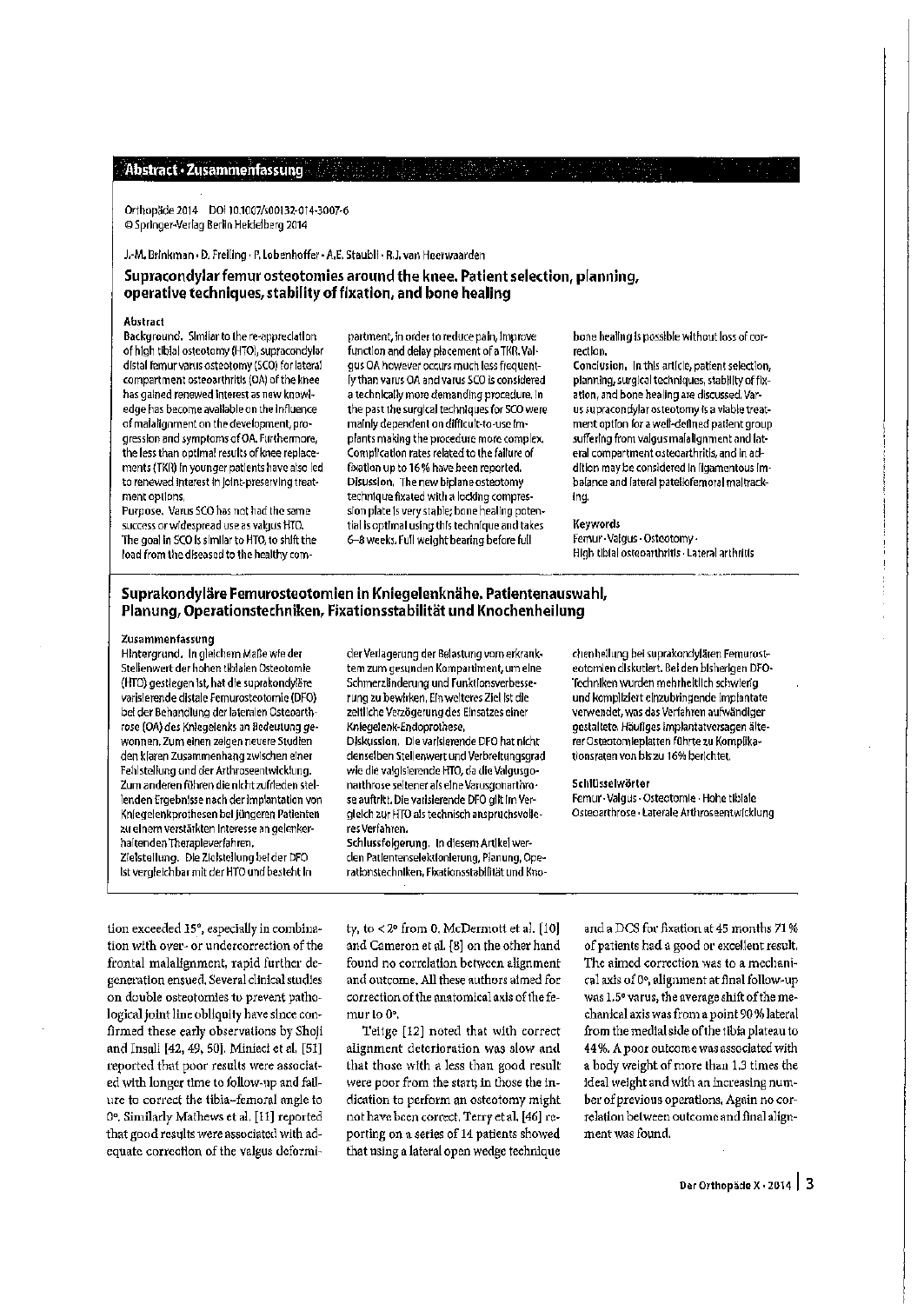## Abstract · Zusammenfassung

Orthopäde 2014 DOI 10.1007/s00132-014-3007-6
© Springer-Verlag Berlin Heidelberg 2014

J.-M. Brinkman · D. Freiling · P. Lobenhoffer · A.E. Staubli · R.J. van Heerwaarden

### Supracondylar femur osteotomies around the knee. Patient selection, planning, operative techniques, stability of fixation, and bone healing

#### Abstract

**Background.** Similar to the re-appreciation of high tibial osteotomy (HTO), supracondylar distal femur varus osteotomy (SCO) for lateral compartment osteoarthritis (OA) of the knee has gained renewed interest as new knowledge has become available on the influence of malalignment on the development, progression and symptoms of OA. Furthermore, the less than optimal results of knee replacements (TKR) in younger patients have also led to renewed interest in joint-preserving treatment options.

**Purpose.** Varus SCO has not had the same success or widespread use as valgus HTO. The goal in SCO is similar to HTO, to shift the load from the diseased to the healthy compartment, in order to reduce pain, improve function and delay placement of a TKR. Valgus OA however occurs much less frequently than varus OA and varus SCO is considered a technically more demanding procedure. In the past the surgical techniques for SCO were mainly dependent on difficult-to-use implants making the procedure more complex. Complication rates related to the failure of fixation up to 16 % have been reported.

**Disussion.** The new biplane osteotomy technique fixated with a locking compression plate is very stable; bone healing potential is optimal using this technique and takes 6–8 weeks. Full weight bearing before full bone healing is possible without loss of correction.

**Conclusion.** In this article, patient selection, planning, surgical techniques, stability of fixation, and bone healing are discussed. Varus supracondylar osteotomy is a viable treatment option for a well-defined patient group suffering from valgus malalignment and lateral compartment osteoarthritis, and in addition may be considered in ligamentous imbalance and lateral patellofemoral maltracking.

#### Keywords

Femur · Valgus · Osteotomy · High tibial osteoarthritis · Lateral arthritis

### Suprakondyläre Femurosteotomien in Kniegelenknähe. Patientenauswahl, Planung, Operationstechniken, Fixationsstabilität und Knochenheilung

#### Zusammenfassung

**Hintergrund.** In gleichem Maße wie der Stellenwert der hohen tibialen Osteotomie (HTO) gestiegen ist, hat die suprakondyläre varisierende distale Femurosteotomie (DFO) bei der Behandlung der lateralen Osteoarthrose (OA) des Kniegelenks an Bedeutung gewonnen. Zum einen zeigen neuere Studien den klaren Zusammenhang zwischen einer Fehlstellung und der Arthroseentwicklung. Zum anderen führen die nicht zufrieden stellenden Ergebnisse nach der Implantation von Kniegelenkprothesen bei jüngeren Patienten zu einem verstärkten Interesse an gelenkerhaltenden Therapieverfahren.

**Zielstellung.** Die Zielstellung bei der DFO ist vergleichbar mit der HTO und besteht in der Verlagerung der Belastung vom erkrankten zum gesunden Kompartiment, um eine Schmerzlinderung und Funktionsverbesserung zu bewirken. Ein weiteres Ziel ist die zeitliche Verzögerung des Einsatzes einer Kniegelenk-Endoprothese.

**Diskussion.** Die varisierende DFO hat nicht denselben Stellenwert und Verbreitungsgrad wie die valgisierende HTO, da die Valgusgonarthrose seltener als eine Varusgonarthrose auftritt. Die varisierende DFO gilt im Vergleich zur HTO als technisch anspruchsvolleres Verfahren.

**Schlussfolgerung.** In diesem Artikel werden Patientenselektionierung, Planung, Operationstechniken, Fixationsstabilität und Knochenheilung bei suprakondylären Femurosteotomien diskutiert. Bei den bisherigen DFO-Techniken wurden mehrheitlich schwierig und kompliziert einzubringende Implantate verwendet, was das Verfahren aufwändiger gestaltete. Häufiges Implantatversagen älterer Osteotomieplatten führte zu Komplikationsraten von bis zu 16 % berichtet.

#### Schlüsselwörter

Femur · Valgus · Osteotomie · Hohe tibiale Osteoarthrose · Laterale Arthroseentwicklung

tion exceeded 15°, especially in combination with over- or undercorrection of the frontal malalignment, rapid further degeneration ensued. Several clinical studies on double osteotomies to prevent pathological joint line obliquity have since confirmed these early observations by Shoji and Insall [42, 49, 50]. Miniaci et al. [51] reported that poor results were associated with longer time to follow-up and failure to correct the tibia–femoral angle to 0°. Similarly Mathews et al. [11] reported that good results were associated with adequate correction of the valgus deformity, to < 2° from 0. McDermott et al. [10] and Cameron et al. [8] on the other hand found no correlation between alignment and outcome. All these authors aimed for correction of the anatomical axis of the femur to 0°.

Teitge [12] noted that with correct alignment deterioration was slow and that those with a less than good result were poor from the start; in those the indication to perform an osteotomy might not have been correct. Terry et al. [46] reporting on a series of 14 patients showed that using a lateral open wedge technique and a DCS for fixation at 45 months 71 % of patients had a good or excellent result. The aimed correction was to a mechanical axis of 0°, alignment at final follow-up was 1.5° varus, the average shift of the mechanical axis was from a point 90 % lateral from the medial side of the tibia plateau to 44 %. A poor outcome was associated with a body weight of more than 1.3 times the ideal weight and with an increasing number of previous operations. Again no correlation between outcome and final alignment was found.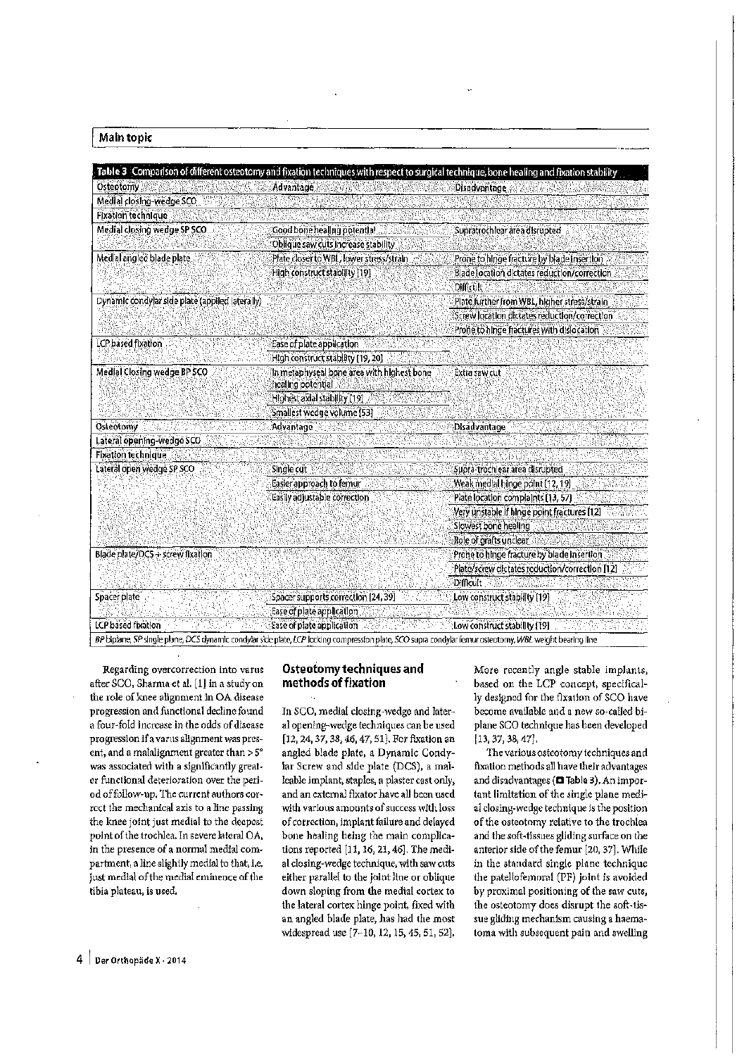**Table 3** Comparison of different osteotomy and fixation techniques with respect to surgical technique, bone healing and fixation stability

| Osteotomy | Advantage | Disadvantage |
|---|---|---|
| Medial closing-wedge SCO | | |
| Fixation technique | | |
| Medial closing wedge SP SCO | Good bone healing potential | Supratrochlear area disrupted |
| | Oblique saw cuts increase stability | |
| Medial angled blade plate | Plate closer to WBL, lower stress/strain | Prone to hinge fracture by blade insertion |
| | High construct stability [19] | Blade location dictates reduction/correction |
| | | Difficult |
| Dynamic condylar side plate (applied laterally) | | Plate further from WBL, higher stress/strain |
| | | Screw location dictates reduction/correction |
| | | Prone to hinge fractures with dislocation |
| LCP based fixation | Ease of plate application | |
| | High construct stability [19, 20] | |
| Medial Closing wedge BP SCO | In metaphyseal bone area with highest bone healing potential | Extra saw cut |
| | Highest axial stability [19] | |
| | Smallest wedge volume [53] | |
| Osteotomy | Advantage | Disadvantage |
| Lateral opening-wedge SCO | | |
| Fixation technique | | |
| Lateral open wedge SP SCO | Single cut | Supra-trochlear area disrupted |
| | Easier approach to femur | Weak medial hinge point [12, 19] |
| | Easily adjustable correction | Plate location complaints [13, 57] |
| | | Very unstable if hinge point fractures [12] |
| | | Slowest bone healing |
| | | Role of grafts unclear |
| Blade plate/DCS + screw fixation | | Prone to hinge fracture by blade insertion |
| | | Plate/screw dictates reduction/correction [12] |
| | | Difficult |
| Spacer plate | Spacer supports correction [24, 39] | Low construct stability [19] |
| | Ease of plate application | |
| LCP based fixation | Ease of plate application | Low construct stability [19] |

*BP* biplane, *SP* single plane, *DCS* dynamic condylar side plate, *LCP* locking compression plate, *SCO* supra condylar femur osteotomy, *WBL* weight bearing line

Regarding overcorrection into varus after SCO, Sharma et al. [1] in a study on the role of knee alignment in OA disease progression and functional decline found a four-fold increase in the odds of disease progression if a varus alignment was present, and a malalignment greater than >5° was associated with a significantly greater functional deterioration over the period of follow-up. The current authors correct the mechanical axis to a line passing the knee joint just medial to the deepest point of the trochlea. In severe lateral OA, in the presence of a normal medial compartment, a line slightly medial to that, i.e. just medial of the medial eminence of the tibia plateau, is used.

## Osteotomy techniques and methods of fixation

In SCO, medial closing-wedge and lateral opening-wedge techniques can be used [12, 24, 37, 38, 46, 47, 51]. For fixation an angled blade plate, a Dynamic Condylar Screw and side plate (DCS), a malleable implant, staples, a plaster cast only, and an external fixator have all been used with various amounts of success with loss of correction, implant failure and delayed bone healing being the main complications reported [11, 16, 21, 46]. The medial closing-wedge technique, with saw cuts either parallel to the joint line or oblique down sloping from the medial cortex to the lateral cortex hinge point, fixed with an angled blade plate, has had the most widespread use [7–10, 12, 15, 45, 51, 52].

More recently angle stable implants, based on the LCP concept, specifically designed for the fixation of SCO have become available and a new so-called biplane SCO technique has been developed [13, 37, 38, 47].

The various osteotomy techniques and fixation methods all have their advantages and disadvantages (Table 3). An important limitation of the single plane medial closing-wedge technique is the position of the osteotomy relative to the trochlea and the soft-tissues gliding surface on the anterior side of the femur [20, 37]. While in the standard single plane technique the patellofemoral (PF) joint is avoided by proximal positioning of the saw cuts, the osteotomy does disrupt the soft-tissue gliding mechanism causing a haematoma with subsequent pain and swelling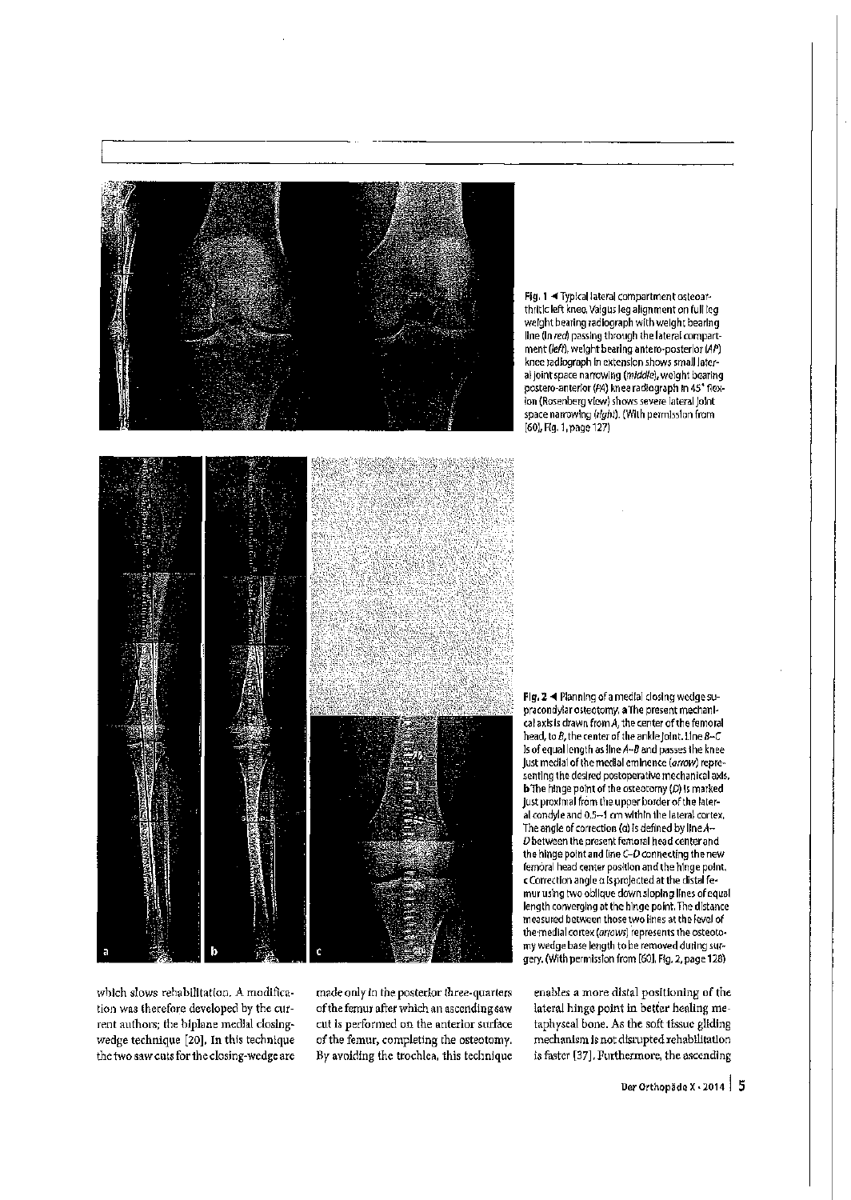Fig. 1 ◄ Typical lateral compartment osteoarthritic left knee. Valgus leg alignment on full leg weight bearing radiograph with weight bearing line (in *red*) passing through the lateral compartment (*left*), weight bearing antero-posterior (*AP*) knee radiograph in extension shows small lateral joint space narrowing (*middle*), weight bearing postero-anterior (*PA*) knee radiograph in 45° flexion (Rosenberg view) shows severe lateral joint space narrowing (*right*). (With permission from [60], Fig. 1, page 127)

Fig. 2 ◄ Planning of a medial closing wedge supracondylar osteotomy. **a** The present mechanical axis is drawn from *A*, the center of the femoral head, to *B*, the center of the ankle joint. Line *B–C* is of equal length as line *A–B* and passes the knee just medial of the medial eminence (*arrow*) representing the desired postoperative mechanical axis. **b** The hinge point of the osteotomy (*D*) is marked just proximal from the upper border of the lateral condyle and 0.5–1 cm within the lateral cortex. The angle of correction (α) is defined by line *A–D* between the present femoral head center and the hinge point and line *C–D* connecting the new femoral head center position and the hinge point. **c** Correction angle α is projected at the distal femur using two oblique down sloping lines of equal length converging at the hinge point. The distance measured between those two lines at the level of the medial cortex (*arrows*) represents the osteotomy wedge base length to be removed during surgery. (With permission from [60], Fig. 2, page 128)

which slows rehabilitation. A modification was therefore developed by the current authors; the biplane medial closing-wedge technique [20]. In this technique the two saw cuts for the closing-wedge are made only in the posterior three-quarters of the femur after which an ascending saw cut is performed on the anterior surface of the femur, completing the osteotomy. By avoiding the trochlea, this technique enables a more distal positioning of the lateral hinge point in better healing metaphyseal bone. As the soft tissue gliding mechanism is not disrupted rehabilitation is faster [37]. Furthermore, the ascending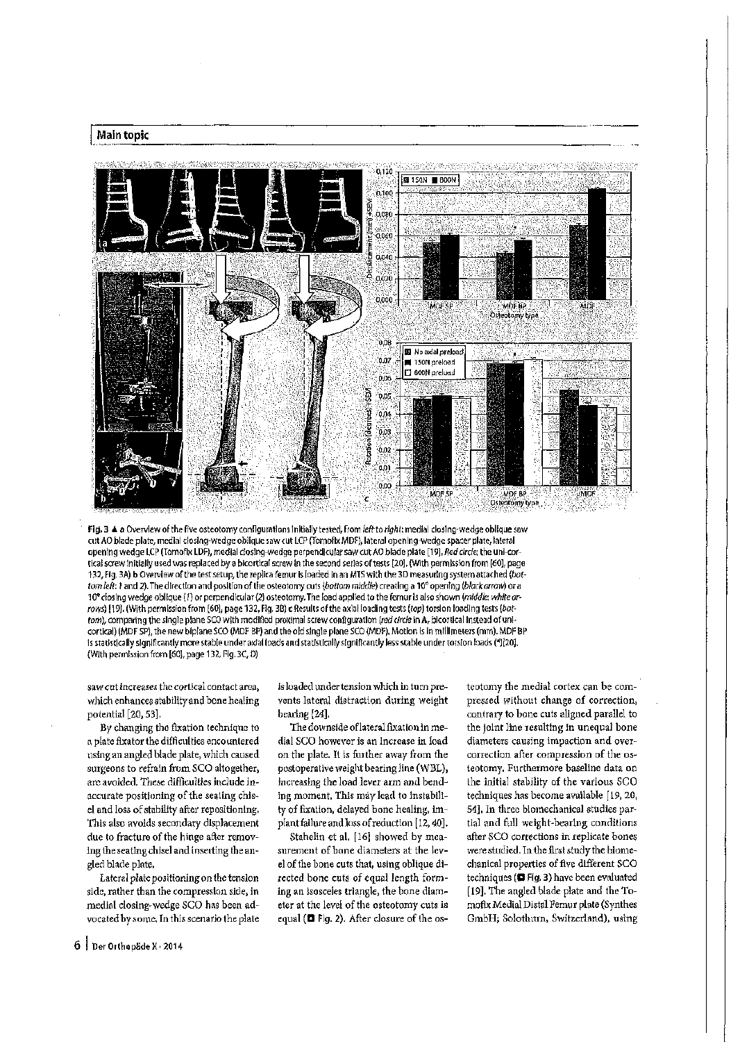Fig. 3 ▲ a Overview of the five osteotomy configurations initially tested, from *left* to *right*: medial closing-wedge oblique saw cut AO blade plate, medial closing-wedge oblique saw cut LCP (Tomofix MDF), lateral opening-wedge spacer plate, lateral opening wedge LCP (Tomofix LDF), medial closing-wedge perpendicular saw cut AO blade plate [19]. *Red circle*: the uni-cortical screw initially used was replaced by a bicortical screw in the second series of tests [20]. (With permission from [60], page 132, Fig. 3A) b Overview of the test setup, the replica femur is loaded in an MTS with the 3D measuring system attached (*bottom left*: *1* and *2*). The direction and position of the osteotomy cuts (*bottom middle*) creating a 10° opening (*black arrow*) or a 10° closing wedge oblique (*1*) or perpendicular (*2*) osteotomy. The load applied to the femur is also shown (*middle*: *white arrows*) [19]. (With permission from [60], page 132, Fig. 3B) c Results of the axial loading tests (*top*) torsion loading tests (*bottom*), comparing the single plane SCO with modified proximal screw configuration (*red circle* in A, bicortical instead of unicortical) (MDF SP), the new biplane SCO (MDF BP) and the old single plane SCO (MDF). Motion is in millimeters (mm). MDF BP is statistically significantly more stable under axial loads and statistically significantly less stable under torsion loads (*) [20]. (With permission from [60], page 132, Fig. 3C, D)

saw cut *increases* the cortical contact area, which enhances stability and bone healing potential [20, 53].

By changing the fixation technique to a plate fixator the difficulties encountered using an angled blade plate, which caused surgeons to refrain from SCO altogether, are avoided. These difficulties include inaccurate positioning of the seating chisel and loss of stability after repositioning. This also avoids secondary displacement due to fracture of the hinge after removing the seating chisel and inserting the angled blade plate.

Lateral plate positioning on the tension side, rather than the compression side, in medial closing-wedge SCO has been advocated by some. In this scenario the plate is loaded under tension which in turn prevents lateral distraction during weight bearing [24].

The downside of lateral fixation in medial SCO however is an increase in load on the plate. It is further away from the postoperative weight bearing line (WBL), increasing the load lever arm and bending moment. This may lead to instability of fixation, delayed bone healing, implant failure and loss of reduction [12, 40].

Stahelin et al. [16] showed by measurement of bone diameters at the level of the bone cuts that, using oblique directed bone cuts of equal length forming an isosceles triangle, the bone diameter at the level of the osteotomy cuts is equal (■ Fig. 2). After closure of the osteotomy the medial cortex can be compressed without change of correction, contrary to bone cuts aligned parallel to the joint line resulting in unequal bone diameters causing impaction and overcorrection after compression of the osteotomy. Furthermore baseline data on the initial stability of the various SCO techniques has become available [19, 20, 54]. In three biomechanical studies partial and full weight-bearing conditions after SCO corrections in replicate bones were studied. In the first study the biomechanical properties of five different SCO techniques (■ Fig. 3) have been evaluated [19]. The angled blade plate and the Tomofix Medial Distal Femur plate (Synthes GmbH; Solothurn, Switzerland), using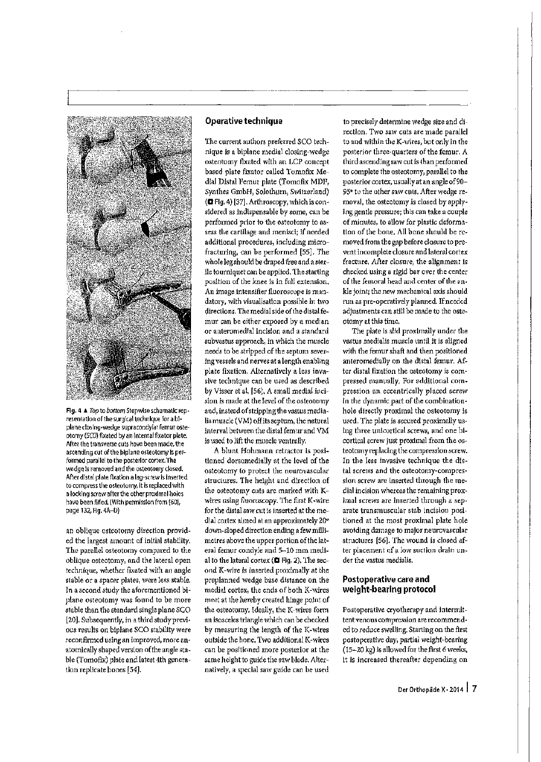Fig. 4 ▲ *Top* to *bottom* Stepwise schematic representation of the surgical technique for a biplane closing-wedge supracondylar femur osteotomy (SCO) fixated by an internal fixator plate. After the transverse cuts have been made, the ascending cut of the biplane osteotomy is performed parallel to the posterior cortex. The wedge is removed and the osteotomy closed. After distal plate fixation a lag-screw is inserted to compress the osteotomy. It is replaced with a locking screw after the other proximal holes have been filled. (With permission from [60], page 132, Fig. 4A–D)

an oblique osteotomy direction provided the largest amount of initial stability. The parallel osteotomy compared to the oblique osteotomy, and the lateral open technique, whether fixated with an angle stable or a spacer plates, were less stable. In a second study the aforementioned biplane osteotomy was found to be more stable than the standard single plane SCO [20]. Subsequently, in a third study previous results on biplane SCO stability were reconfirmed using an improved, more anatomically shaped version of the angle stable (Tomofix) plate and latest 4th generation replicate bones [54].

## Operative technique

The current authors preferred SCO technique is a biplane medial closing-wedge osteotomy fixated with an LCP concept based plate fixator called Tomofix Medial Distal Femur plate (Tomofix MDF, Synthes GmbH, Solothurn, Switzerland) (■ Fig. 4) [37]. Arthroscopy, which is considered as indispensable by some, can be performed prior to the osteotomy to assess the cartilage and menisci; if needed additional procedures, including microfracturing, can be performed [55]. The whole leg should be draped free and a sterile tourniquet can be applied. The starting position of the knee is in full extension. An image intensifier fluoroscope is mandatory, with visualisation possible in two directions. The medial side of the distal femur can be either exposed by a median or anteromedial incision and a standard subvastus approach, in which the muscle needs to be stripped of the septum severing vessels and nerves at a length enabling plate fixation. Alternatively a less invasive technique can be used as described by Visser et al. [56]. A small medial incision is made at the level of the osteotomy and, instead of stripping the vastus medialis muscle (VM) off its septum, the natural interval between the distal femur and VM is used to lift the muscle ventrally.

A blunt Hohmann retractor is positioned dorsomedially at the level of the osteotomy to protect the neurovascular structures. The height and direction of the osteotomy cuts are marked with K-wires using fluoroscopy. The first K-wire for the distal saw cut is inserted at the medial cortex aimed at an approximately 20° down-sloped direction ending a few millimetres above the upper portion of the lateral femur condyle and 5–10 mm medial to the lateral cortex (■ Fig. 2). The second K-wire is inserted proximally at the preplanned wedge base distance on the medial cortex, the ends of both K-wires meet at the hereby created hinge point of the osteotomy. Ideally, the K-wires form an isosceles triangle which can be checked by measuring the length of the K-wire outside the bone. Two additional K-wires can be positioned more posterior at the same height to guide the saw blade. Alternatively, a special saw guide can be used to precisely determine wedge size and direction. Two saw cuts are made parallel to and within the K-wires, but only in the posterior three-quarters of the femur. A third ascending saw cut is than performed to complete the osteotomy, parallel to the posterior cortex, usually at an angle of 90–95° to the other saw cuts. After wedge removal, the osteotomy is closed by applying gentle pressure; this can take a couple of minutes, to allow for plastic deformation of the bone. All bone should be removed from the gap before closure to prevent incomplete closure and lateral cortex fracture. After closure, the alignment is checked using a rigid bar over the center of the femoral head and center of the ankle joint; the new mechanical axis should run as pre-operatively planned. If needed adjustments can still be made to the osteotomy at this time.

The plate is slid proximally under the vastus medialis muscle until it is aligned with the femur shaft and then positioned anteromedially on the distal femur. After distal fixation the osteotomy is compressed manually. For additional compression an eccentrically placed screw in the dynamic part of the combination-hole directly proximal the osteotomy is used. The plate is secured proximally using three unicortical screws, and one bicortical screw just proximal from the osteotomy replacing the compression screw. In the less invasive technique the distal screws and the osteotomy-compression screw are inserted through the medial incision whereas the remaining proximal screws are inserted through a separate transmuscular stab incision positioned at the most proximal plate hole avoiding damage to major neurovascular structures [56]. The wound is closed after placement of a low suction drain under the vastus medialis.

## Postoperative care and weight-bearing protocol

Postoperative cryotherapy and intermittent venous compression are recommended to reduce swelling. Starting on the first postoperative day, partial weight-bearing (15–20 kg) is allowed for the first 6 weeks. It is increased thereafter depending on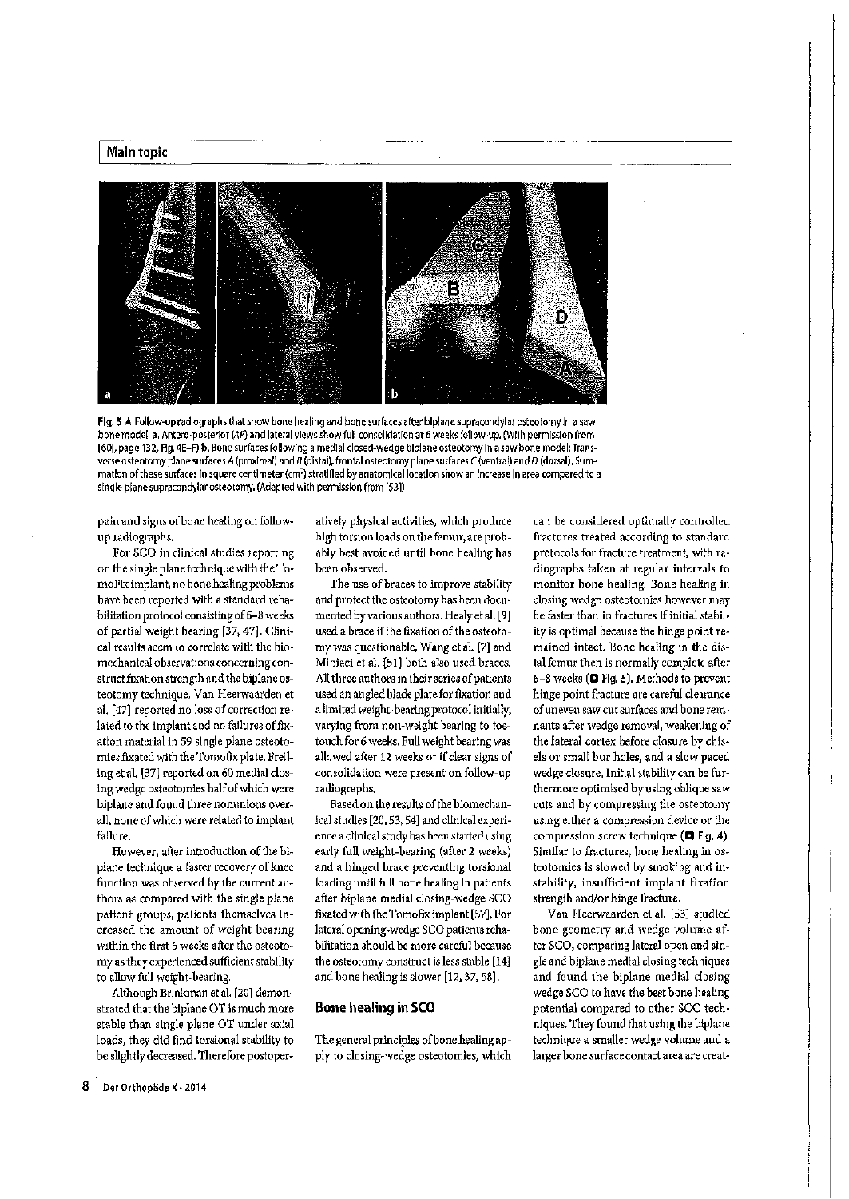Fig. 5 ▲ Follow-up radiographs that show bone healing and bone surfaces after biplane supracondylar osteotomy in a saw bone model. a. Antero-posterior (AP) and lateral views show full consolidation at 6 weeks follow-up. (With permission from [60], page 132, Fig. 4E–F) b. Bone surfaces following a medial closed-wedge biplane osteotomy in a saw bone model: Transverse osteotomy plane surfaces A (proximal) and B (distal), frontal osteotomy plane surfaces C (ventral) and D (dorsal). Summation of these surfaces in square centimeter ($cm^2$) stratified by anatomical location show an increase in area compared to a single plane supracondylar osteotomy. (Adapted with permission from [53])

pain and signs of bone healing on follow-up radiographs.

For SCO in clinical studies reporting on the single plane technique with the TomoFix implant, no bone healing problems have been reported with a standard rehabilitation protocol consisting of 6–8 weeks of partial weight bearing [37, 47]. Clinical results seem to correlate with the biomechanical observations concerning construct fixation strength and the biplane osteotomy technique. Van Heerwaarden et al. [47] reported no loss of correction related to the implant and no failures of fixation material in 59 single plane osteotomies fixated with the Tomofix plate. Freiling et al. [37] reported on 60 medial closing wedge osteotomies half of which were biplane and found three nonunions overall, none of which were related to implant failure.

However, after introduction of the biplane technique a faster recovery of knee function was observed by the current authors as compared with the single plane patient groups, patients themselves increased the amount of weight bearing within the first 6 weeks after the osteotomy as they experienced sufficient stability to allow full weight-bearing.

Although Brinkman et al. [20] demonstrated that the biplane OT is much more stable than single plane OT under axial loads, they did find torsional stability to be slightly decreased. Therefore postoperatively physical activities, which produce high torsion loads on the femur, are probably best avoided until bone healing has been observed.

The use of braces to improve stability and protect the osteotomy has been documented by various authors. Healy et al. [9] used a brace if the fixation of the osteotomy was questionable, Wang et al. [7] and Miniaci et al. [51] both also used braces. All three authors in their series of patients used an angled blade plate for fixation and a limited weight-bearing protocol initially, varying from non-weight bearing to toe-touch for 6 weeks. Full weight bearing was allowed after 12 weeks or if clear signs of consolidation were present on follow-up radiographs.

Based on the results of the biomechanical studies [20, 53, 54] and clinical experience a clinical study has been started using early full weight-bearing (after 2 weeks) and a hinged brace preventing torsional loading until full bone healing in patients after biplane medial closing-wedge SCO fixated with the Tomofix implant [57]. For lateral opening-wedge SCO patients rehabilitation should be more careful because the osteotomy construct is less stable [14] and bone healing is slower [12, 37, 58].

## Bone healing in SCO

The general principles of bone healing apply to closing-wedge osteotomies, which can be considered optimally controlled fractures treated according to standard protocols for fracture treatment, with radiographs taken at regular intervals to monitor bone healing. Bone healing in closing wedge osteotomies however may be faster than in fractures if initial stability is optimal because the hinge point remained intact. Bone healing in the distal femur then is normally complete after 6–8 weeks (■ Fig. 5). Methods to prevent hinge point fracture are careful clearance of uneven saw cut surfaces and bone remnants after wedge removal, weakening of the lateral cortex before closure by chisels or small bur holes, and a slow paced wedge closure. Initial stability can be furthermore optimised by using oblique saw cuts and by compressing the osteotomy using either a compression device or the compression screw technique (■ Fig. 4). Similar to fractures, bone healing in osteotomies is slowed by smoking and instability, insufficient implant fixation strength and/or hinge fracture.

Van Heerwaarden et al. [53] studied bone geometry and wedge volume after SCO, comparing lateral open and single and biplane medial closing techniques and found the biplane medial closing wedge SCO to have the best bone healing potential compared to other SCO techniques. They found that using the biplane technique a smaller wedge volume and a larger bone surface contact area are creat-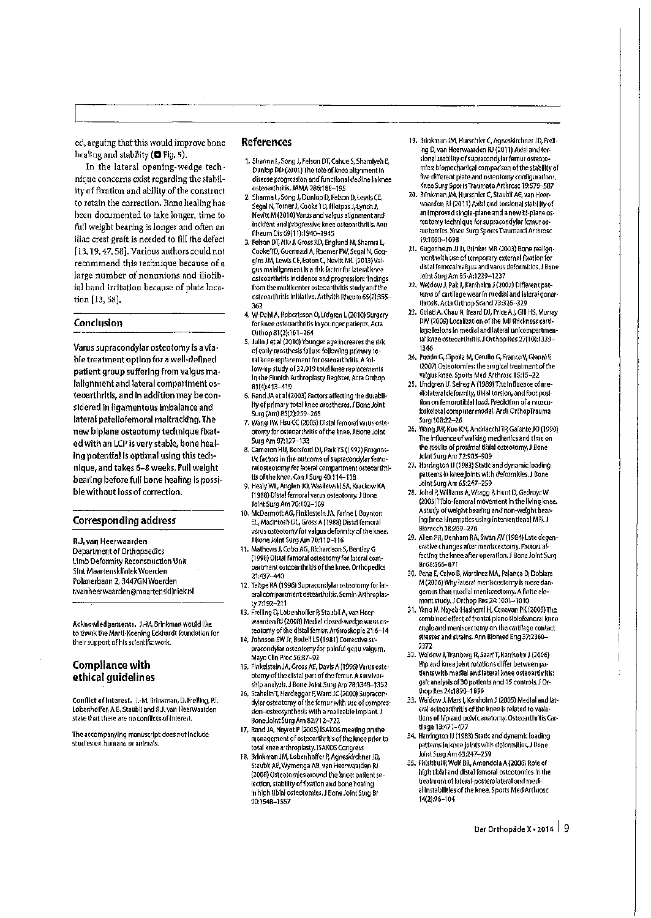ed, arguing that this would improve bone healing and stability (■ Fig. 5).

In the lateral opening-wedge technique concerns exist regarding the stability of fixation and ability of the construct to retain the correction. Bone healing has been documented to take longer, time to full weight bearing is longer and often an iliac crest graft is needed to fill the defect [13, 19, 47, 58]. Various authors could not recommend this technique because of a large number of nonunions and iliotibial band irritation because of plate location [13, 58].

## Conclusion

**Varus supracondylar osteotomy is a viable treatment option for a well-defined patient group suffering from valgus malalignment and lateral compartment osteoarthritis, and in addition may be considered in ligamentous imbalance and lateral patellofemoral maltracking. The new biplane osteotomy technique fixated with an LCP is very stable, bone healing potential is optimal using this technique, and takes 6–8 weeks. Full weight bearing before full bone healing is possible without loss of correction.**

## Corresponding address

**R.J. van Heerwaarden**
Department of Orthopaedics
Limb Deformity Reconstruction Unit
Sint Maartenskliniek Woerden
Polanerbaan 2, 3447GN Woerden
r.vanheerwaarden@maartenskliniek.nl

**Acknowledgements.** J.-M. Brinkman would like to thank the Marti-Keuning Eckhardt foundation for their support of his scientific work.

## Compliance with ethical guidelines

**Conflict of interest.** J.-M. Brinkman, D. Freiling, P.J. Lobenhoffer, A.E. Staubli and R.J. van Heerwaarden state that there are no conflicts of interest.

The accompanying manuscript does not include studies on humans or animals.

## References

1. Sharma L, Song J, Felson DT, Cahue S, Shamiyeh E, Dunlop DD (2001) The role of knee alignment in disease progression and functional decline in knee osteoarthritis. JAMA 286:188–195
2. Sharma L, Song J, Dunlop D, Felson D, Lewis CE, Segal N, Torner J, Cooke TD, Hietpas J, Lynch J, Nevitt M (2010) Varus and valgus alignment and incident and progressive knee osteoarthritis. Ann Rheum Dis 69(11):1940–1945
3. Felson DT, Niu J, Gross KD, Englund M, Sharma L, Cooke TD, Guermazi A, Roemer FW, Segal N, Goggins JM, Lewis CE, Eaton C, Nevitt MC (2013) Valgus malalignment is a risk factor for lateral knee osteoarthritis incidence and progression: findings from the multicenter osteoarthritis study and the osteoarthritis initiative. Arthritis Rheum 65(2):355–362
4. W-Dahl A, Robertsson O, Lidgren L (2010) Surgery for knee osteoarthritis in younger patients. Acta Orthop 81(2):161–164
5. Julin J et al (2010) Younger age increases the risk of early prosthesis failure following primary total knee replacement for osteoarthritis. A follow-up study of 32,019 total knee replacements in the Finnish Arthroplasty Register. Acta Orthop 81(4):413–419
6. Rand JA et al (2003) Factors affecting the durability of primary total knee prostheses. J Bone Joint Surg (Am) 85(2):259–265
7. Wang JW, Hsu CC (2005) Distal femoral varus osteotomy for osteoarthritis of the knee. J Bone Joint Surg Am 87:127–133
8. Cameron HU, Botsford DJ, Park YS (1997) Prognostic factors in the outcome of supracondylar femoral osteotomy for lateral compartment osteoarthritis of the knee. Can J Surg 40:114–118
9. Healy WL, Anglen JO, Wasilewski SA, Krackow KA (1988) Distal femoral varus osteotomy. J Bone Joint Surg Am 70:102–109
10. McDermott AG, Finklestein JA, Farine I, Boynton EL, MacIntosh DL, Gross A (1988) Distal femoral varus osteotomy for valgus deformity of the knee. J Bone Joint Surg Am 70:110–116
11. Mathews J, Cobb AG, Richardson S, Bentley G (1998) Distal femoral osteotomy for lateral compartment osteoarthritis of the knee. Orthopedics 21:437–440
12. Teitge RA (1996) Supracondylar osteotomy for lateral compartment osteoarthritis. Semin Arthroplasty 7:192–211
13. Freiling D, Lobenhoffer P, Staubli A, van Heerwaarden RJ (2008) Medial closed-wedge varus osteotomy of the distal femur. Arthroskopie 21:6–14
14. Johnson EW Jr, Bodell LS (1981) Corrective supracondylar osteotomy for painful genu valgum. Mayo Clin Proc 56:87–92
15. Finkelstein JA, Gross AE, Davis A (1996) Varus osteotomy of the distal part of the femur. A survivorship analysis. J Bone Joint Surg Am 78:1348–1352
16. Stahelin T, Hardegger F, Ward JC (2000) Supracondylar osteotomy of the femur with use of compression–osteosynthesis with a malleable implant. J Bone Joint Surg Am 82:712–722
17. Rand JA, Neyret P (2005) ISAKOS meeting on the management of osteoarthritis of the knee prior to total knee arthroplasty. ISAKOS Congress
18. Brinkman JM, Lobenhoffer P, Agneskirchner JD, Staubli AE, Wymenga AB, van Heerwaarden RJ (2008) Osteotomies around the knee: patient selection, stability of fixation and bone healing in high tibial osteotomies. J Bone Joint Surg Br 90:1548–1557
19. Brinkman JM, Hurschler C, Agneskirchner JD, Freiling D, van Heerwaarden RJ (2011) Axial and torsional stability of supracondylar femur osteotomies: biomechanical comparison of the stability of five different plate and osteotomy configurations. Knee Surg Sports Traumatol Arthrosc 19:579–587
20. Brinkman JM, Hurschler C, Staubli AE, van Heerwaarden RJ (2011) Axial and torsional stability of an improved single-plane and a new bi-plane osteotomy technique for supracondylar femur osteotomies. Knee Surg Sports Traumatol Arthrosc 19:1090–1098
21. Gugenheim JJ Jr, Brinker MR (2003) Bone realignment with use of temporary external fixation for distal femoral valgus and varus deformities. J Bone Joint Surg Am 85-A:1229–1237
22. Weidow J, Pak J, Karrholm J (2002) Different patterns of cartilage wear in medial and lateral gonarthrosis. Acta Orthop Scand 73:326–329
23. Gulati A, Chau R, Beard DJ, Price AJ, Gill HS, Murray DW (2009) Localization of the full thickness cartilage lesions in medial and lateral unicompartmental knee osteoarthritis. J Orthop Res 27(10):1339–1346
24. Puddu G, Cipolla M, Cerullo G, Franco V, Gianni E (2007) Osteotomies: the surgical treatment of the valgus knee. Sports Med Arthrosc 15:15–22
25. Lindgren U, Seireg A (1989) The influence of mediolateral deformity, tibial torsion, and foot position on femorotibial load. Prediction of a musculoskeletal computer model. Arch Orthop Trauma Surg 108:22–26
26. Wang JW, Kuo KN, Andriacchi TP, Galante JO (1990) The influence of walking mechanics and time on the results of proximal tibial osteotomy. J Bone Joint Surg Am 72:905–909
27. Harrington IJ (1983) Static and dynamic loading patterns in knee joints with deformities. J Bone Joint Surg Am 65:247–259
28. Johal P, Williams A, Wragg P, Hunt D, Gedroyc W (2005) Tibio-femoral movement in the living knee. A study of weight bearing and non-weight bearing knee kinematics using 'interventional' MRI. J Biomech 38:269–276
29. Allen PR, Denham RA, Swan AV (1984) Late degenerative changes after meniscectomy. Factors affecting the knee after operation. J Bone Joint Surg Br 66:666–671
30. Pena E, Calvo B, Martinez MA, Palanca D, Doblare M (2006) Why lateral meniscectomy is more dangerous than medial meniscectomy. A finite element study. J Orthop Res 24:1001–1010
31. Yang N, Nayeb-Hashemi H, Canavan PK (2009) The combined effect of frontal plane tibiofemoral knee angle and meniscectomy on the cartilage contact stresses and strains. Ann Biomed Eng 37:2360–2372
32. Weidow J, Tranberg R, Saari T, Karrholm J (2006) Hip and knee joint rotations differ between patients with medial and lateral knee osteoarthritis: gait analysis of 30 patients and 15 controls. J Orthop Res 24:1890–1899
33. Weidow J, Mars I, Karrholm J (2005) Medial and lateral osteoarthritis of the knee is related to variations of hip and pelvic anatomy. Osteoarthritis Cartilage 13:471–477
34. Harrington IJ (1983) Static and dynamic loading patterns in knee joints with deformities. J Bone Joint Surg Am 65:247–259
35. Phisitkul P, Wolf BR, Amendola A (2006) Role of high tibial and distal femoral osteotomies in the treatment of lateral-posterolateral and medial instabilities of the knee. Sports Med Arthrosc 14(2):96–104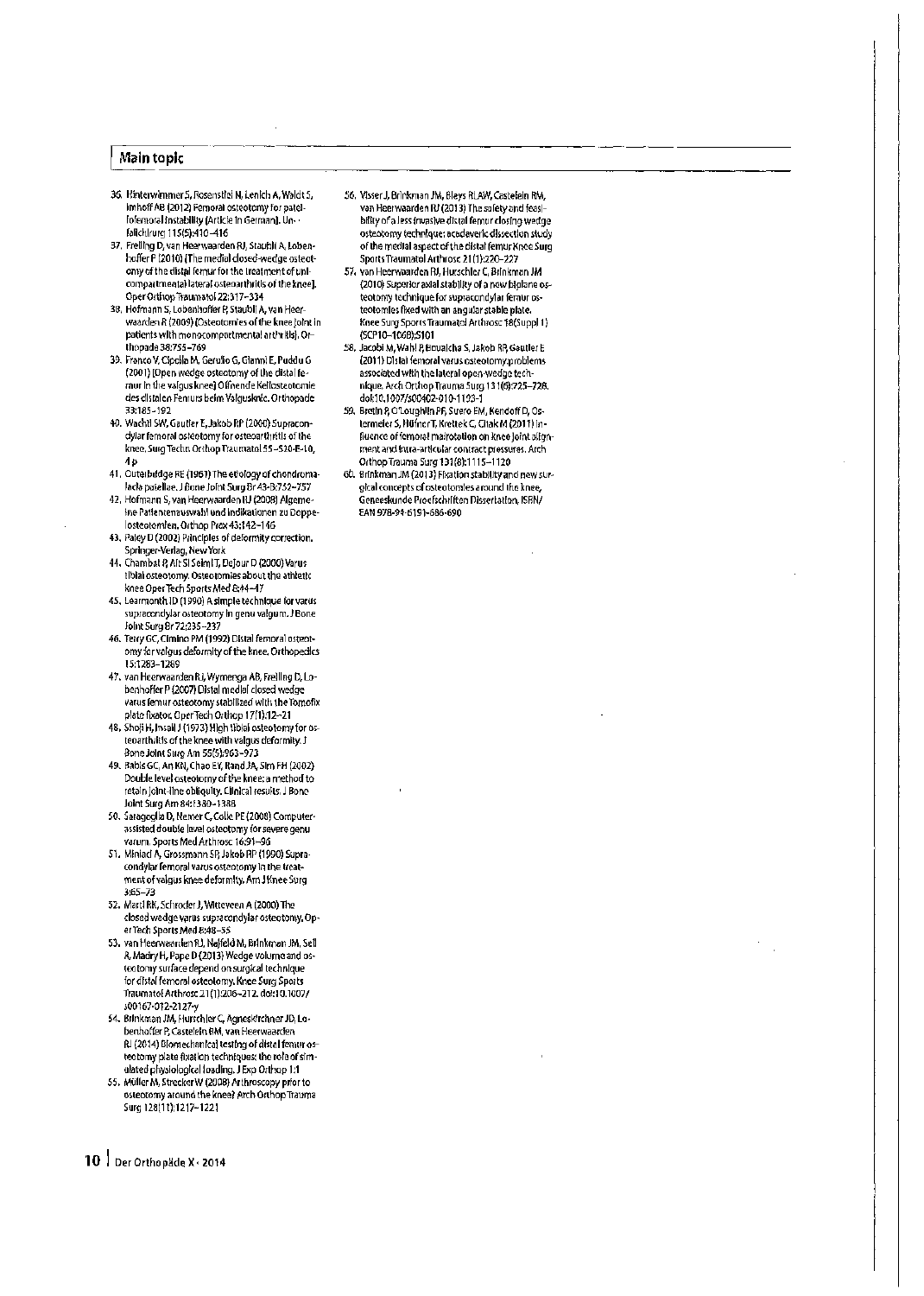36. Hinterwimmer S, Rosenstiel N, Lenich A, Waldt S, Imhoff AB (2012) Femoral osteotomy for patellofemoral instability (Article in German). Unfallchirurg 115(5):410–416
37. Frelling D, van Heerwaarden RJ, Staubli A, Lobenhoffer P (2010) [The medial closed-wedge osteotomy of the distal femur for the treatment of unicompartmental lateral osteoarthritis of the knee]. Oper Orthop Traumatol 22:317–334
38. Hofmann S, Lobenhoffer P, Staubli A, van Heerwaarden R (2009) [Osteotomies of the knee joint in patients with monocompartmental arthritis]. Orthopade 38:755–769
39. Franco V, Cipolla M, Gerullo G, Gianni E, Puddu G (2001) [Open wedge osteotomy of the distal femur in the valgus knee] Offnende Keilosteotomie des distalen Femurs beim Valgusknie. Orthopade 33:185–192
40. Wachil SW, Gautier E, Jakob RP (2000) Supracondylar femoral osteotomy for osteoarthritis of the knee. Surg Techn Orthop Traumatol 55–520-E-10, 4 p
41. Outerbridge RE (1961) The etiology of chondromalacia patellae. J Bone Joint Surg Br 43-B:752–757
42. Hofmann S, van Heerwaarden RJ (2008) Algemeine Patientenauswahl und Indikationen zu Doppelosteotomien. Orthop Prax 43:142–146
43. Paley D (2002) Principles of deformity correction. Springer-Verlag, New York
44. Chambat P, Ait Si Selmi T, DeJour D (2000) Varus tibial osteotomy. Osteotomies about the athletic knee Oper Tech Sports Med 8:44–47
45. Learmonth ID (1990) A simple technique for varus supracondylar osteotomy in genu valgum. J Bone Joint Surg Br 72:235–237
46. Terry GC, Cimino PM (1992) Distal femoral osteotomy for valgus deformity of the knee. Orthopedics 15:1283–1289
47. van Heerwaarden RJ, Wymenga AB, Freiling D, Lobenhoffer P (2007) Distal medial closed wedge varus femur osteotomy stabilized with the Tomofix plate fixator. Oper Tech Orthop 17(1):12–21
48. Shoji H, Insall J (1973) High tibial osteotomy for osteoarthritis of the knee with valgus deformity. J Bone Joint Surg Am 55(5):963–973
49. Babis GC, An KN, Chao EY, Rand JA, Sim FH (2002) Double level osteotomy of the knee: a method to retain joint-line obliquity. Clinical results. J Bone Joint Surg Am 84:1380–1388
50. Saragaglia D, Nemer C, Colle PE (2008) Computer-assisted double level osteotomy for severe genu varum. Sports Med Arthrosc 16:91–96
51. Miniaci A, Grossmann SP, Jakob RP (1990) Supracondylar femoral varus osteotomy in the treatment of valgus knee deformity. Am J Knee Surg 3:65–73
52. Marti RK, Schroder J, Witteveen A (2000) The closed wedge varus supracondylar osteotomy. Oper Tech Sports Med 8:48–55
53. van Heerwaarden RJ, Najfeld M, Brinkman JM, Seil R, Madry H, Pape D (2013) Wedge volume and osteotomy surface depend on surgical technique for distal femoral osteotomy. Knee Surg Sports Traumatol Arthrosc 21(1):206–212. doi:10.1007/s00167-012-2127-y
54. Brinkman JM, Hurschler C, Agneskirchner JD, Lobenhoffer P, Castelein RM, van Heerwaarden RJ (2014) Biomechanical testing of distal femur osteotomy plate fixation techniques: the role of simulated physiological loading. J Exp Orthop 1:1
55. Müller M, Strecker W (2008) Arthroscopy prior to osteotomy around the knee? Arch Orthop Trauma Surg 128(11):1217–1221
56. Visser J, Brinkman JM, Bleys RLAW, Castelein RM, van Heerwaarden RJ (2013) The safety and feasibility of a less invasive distal femur closing wedge osteotomy technique: a cadaveric dissection study of the medial aspect of the distal femur. Knee Surg Sports Traumatol Arthrosc 21(1):220–227
57. van Heerwaarden RJ, Hurschler C, Brinkman JM (2010) Superior axial stability of a new biplane osteotomy technique for supracondylar femur osteotomies fixed with an angular stable plate. Knee Surg Sports Traumatol Arthrosc 18(Suppl 1) (SCP10–1068):S101
58. Jacobi M, Wahl P, Bouaicha S, Jakob RP, Gautier E (2011) Distal femoral varus osteotomy: problems associated with the lateral open-wedge technique. Arch Orthop Trauma Surg 131(6):725–728. doi:10.1007/s00402-010-1193-1
59. Bretin P, O'Loughlin PF, Suero EM, Kendoff D, Ostermeier S, Hüfner T, Krettek C, Citak M (2011) Influence of femoral malrotation on knee joint alignment and intra-articular contract pressures. Arch Orthop Trauma Surg 131(8):1115–1120
60. Brinkman JM (2013) Fixation stability and new surgical concepts of osteotomies around the knee, Geneeskunde Proefschriften Dissertation, ISBN/EAN 978-94-6191-686-690